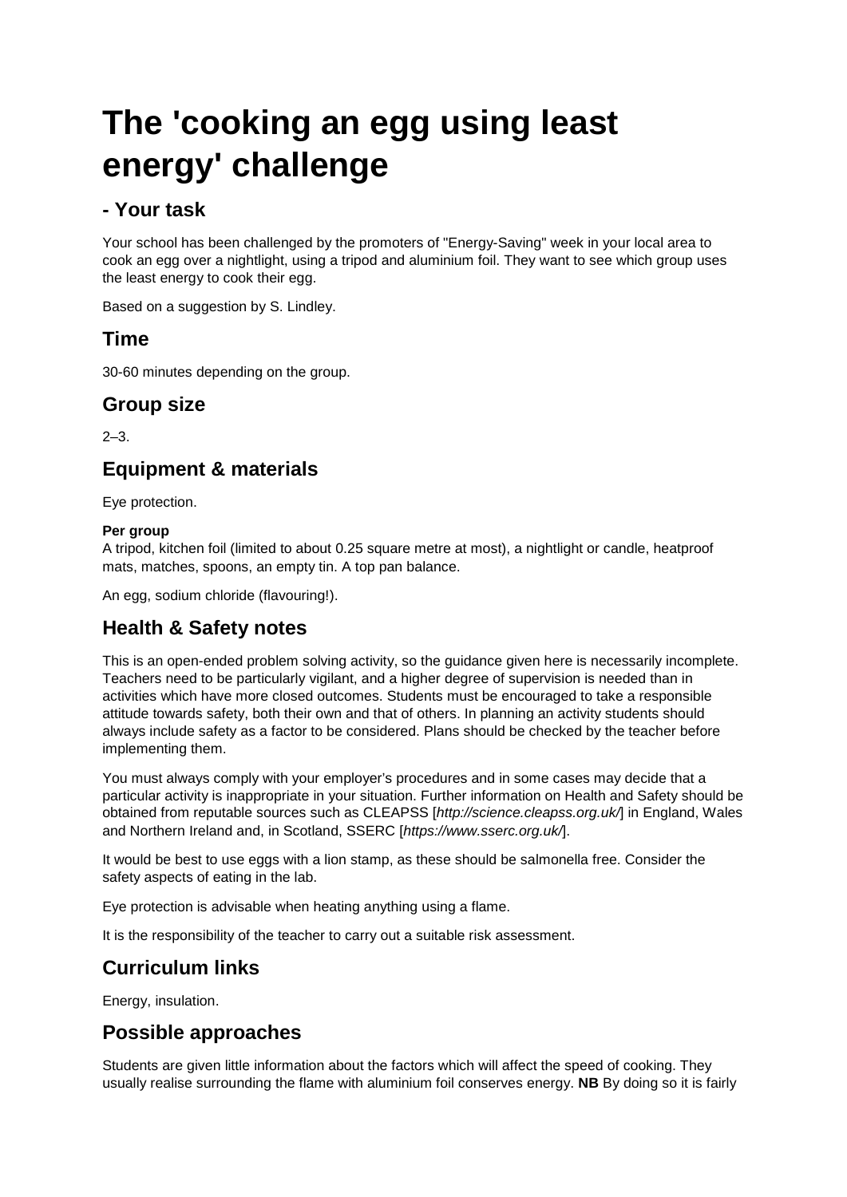# The 'cooking an egg using least energy' challenge

## - Your task

Your school has been challenged by the promoters of "Energy-Saving" week in your local area to cook an egg over a nightlight, using a tripod and aluminium foil. They want to see which group uses the least energy to cook their egg.

Based on a suggestion by S. Lindley.

## Time

30-60 minutes depending on the group.

## Group size

2–3.

## Equipment & materials

Eye protection.

**Per group**
A tripod, kitchen foil (limited to about 0.25 square metre at most), a nightlight or candle, heatproof mats, matches, spoons, an empty tin. A top pan balance.

An egg, sodium chloride (flavouring!).

## Health & Safety notes

This is an open-ended problem solving activity, so the guidance given here is necessarily incomplete. Teachers need to be particularly vigilant, and a higher degree of supervision is needed than in activities which have more closed outcomes. Students must be encouraged to take a responsible attitude towards safety, both their own and that of others. In planning an activity students should always include safety as a factor to be considered. Plans should be checked by the teacher before implementing them.

You must always comply with your employer's procedures and in some cases may decide that a particular activity is inappropriate in your situation. Further information on Health and Safety should be obtained from reputable sources such as CLEAPSS [*http://science.cleapss.org.uk/*] in England, Wales and Northern Ireland and, in Scotland, SSERC [*https://www.sserc.org.uk/*].

It would be best to use eggs with a lion stamp, as these should be salmonella free. Consider the safety aspects of eating in the lab.

Eye protection is advisable when heating anything using a flame.

It is the responsibility of the teacher to carry out a suitable risk assessment.

## Curriculum links

Energy, insulation.

## Possible approaches

Students are given little information about the factors which will affect the speed of cooking. They usually realise surrounding the flame with aluminium foil conserves energy. **NB** By doing so it is fairly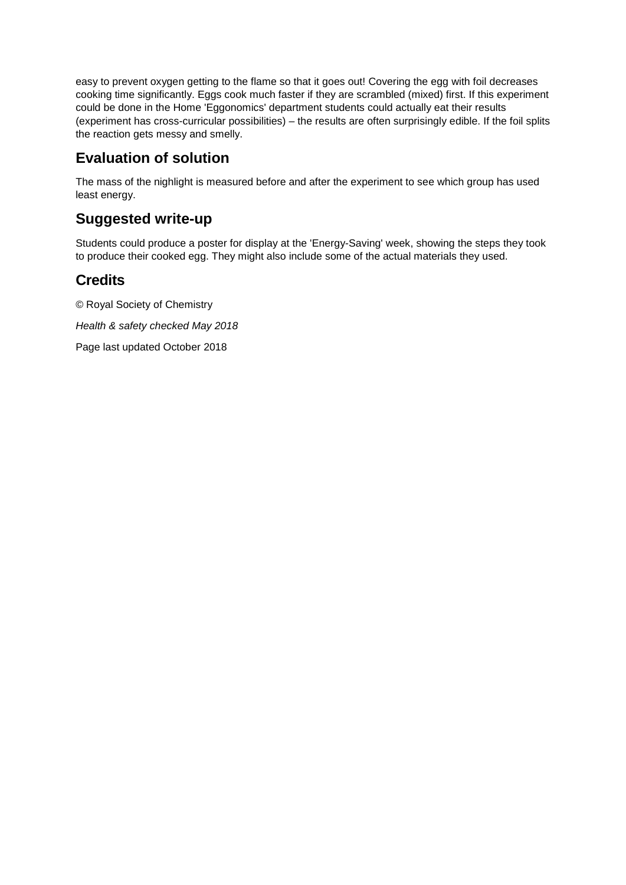easy to prevent oxygen getting to the flame so that it goes out! Covering the egg with foil decreases cooking time significantly. Eggs cook much faster if they are scrambled (mixed) first. If this experiment could be done in the Home 'Eggonomics' department students could actually eat their results (experiment has cross-curricular possibilities) – the results are often surprisingly edible. If the foil splits the reaction gets messy and smelly.

## Evaluation of solution

The mass of the nighlight is measured before and after the experiment to see which group has used least energy.

## Suggested write-up

Students could produce a poster for display at the 'Energy-Saving' week, showing the steps they took to produce their cooked egg. They might also include some of the actual materials they used.

## Credits

© Royal Society of Chemistry

*Health & safety checked May 2018*

Page last updated October 2018